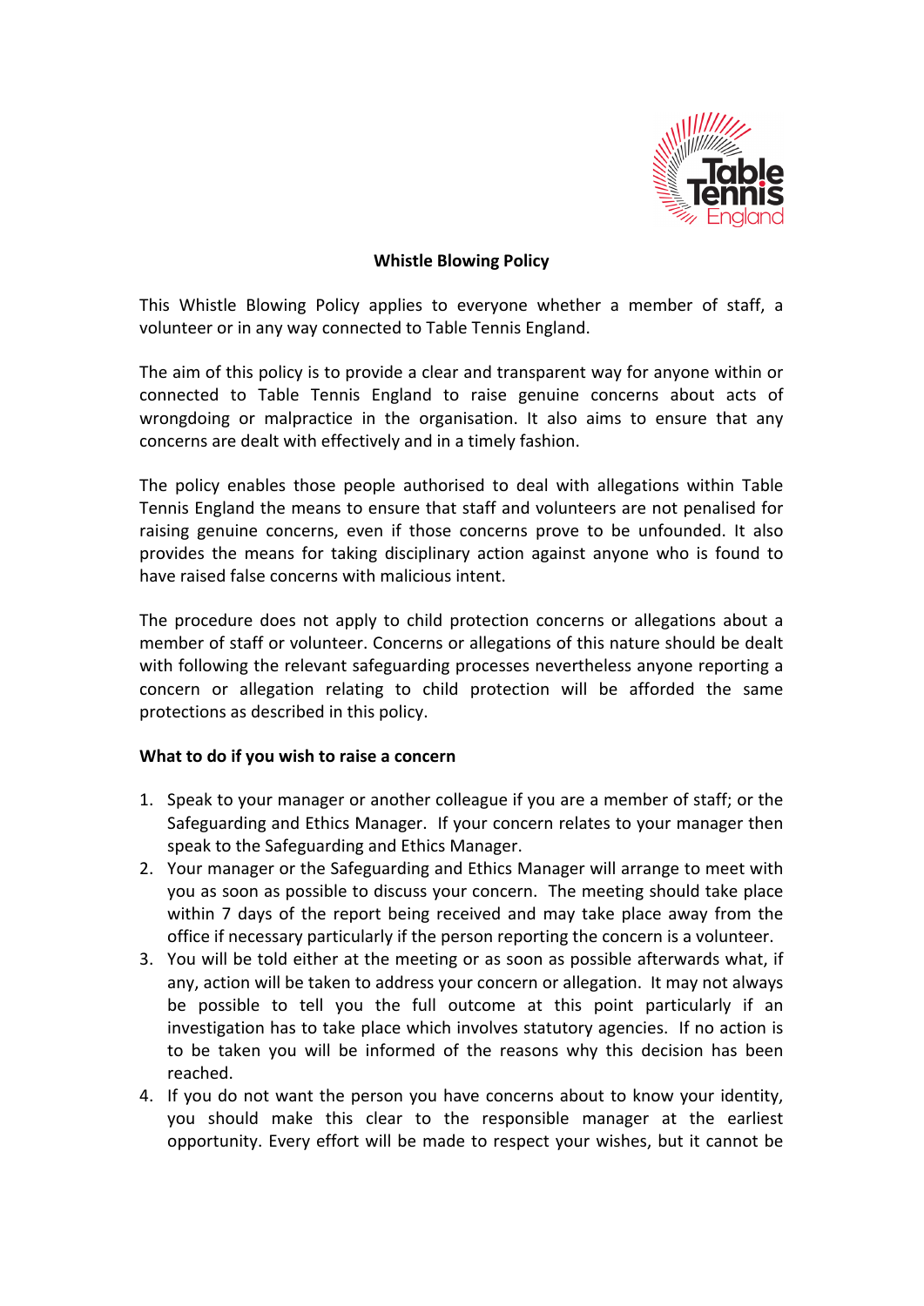# Whistle Blowing Policy

This Whistle Blowing Policy applies to everyone whether a member of staff, a volunteer or in any way connected to Table Tennis England.

The aim of this policy is to provide a clear and transparent way for anyone within or connected to Table Tennis England to raise genuine concerns about acts of wrongdoing or malpractice in the organisation. It also aims to ensure that any concerns are dealt with effectively and in a timely fashion.

The policy enables those people authorised to deal with allegations within Table Tennis England the means to ensure that staff and volunteers are not penalised for raising genuine concerns, even if those concerns prove to be unfounded. It also provides the means for taking disciplinary action against anyone who is found to have raised false concerns with malicious intent.

The procedure does not apply to child protection concerns or allegations about a member of staff or volunteer. Concerns or allegations of this nature should be dealt with following the relevant safeguarding processes nevertheless anyone reporting a concern or allegation relating to child protection will be afforded the same protections as described in this policy.

**What to do if you wish to raise a concern**

1. Speak to your manager or another colleague if you are a member of staff; or the Safeguarding and Ethics Manager. If your concern relates to your manager then speak to the Safeguarding and Ethics Manager.
2. Your manager or the Safeguarding and Ethics Manager will arrange to meet with you as soon as possible to discuss your concern. The meeting should take place within 7 days of the report being received and may take place away from the office if necessary particularly if the person reporting the concern is a volunteer.
3. You will be told either at the meeting or as soon as possible afterwards what, if any, action will be taken to address your concern or allegation. It may not always be possible to tell you the full outcome at this point particularly if an investigation has to take place which involves statutory agencies. If no action is to be taken you will be informed of the reasons why this decision has been reached.
4. If you do not want the person you have concerns about to know your identity, you should make this clear to the responsible manager at the earliest opportunity. Every effort will be made to respect your wishes, but it cannot be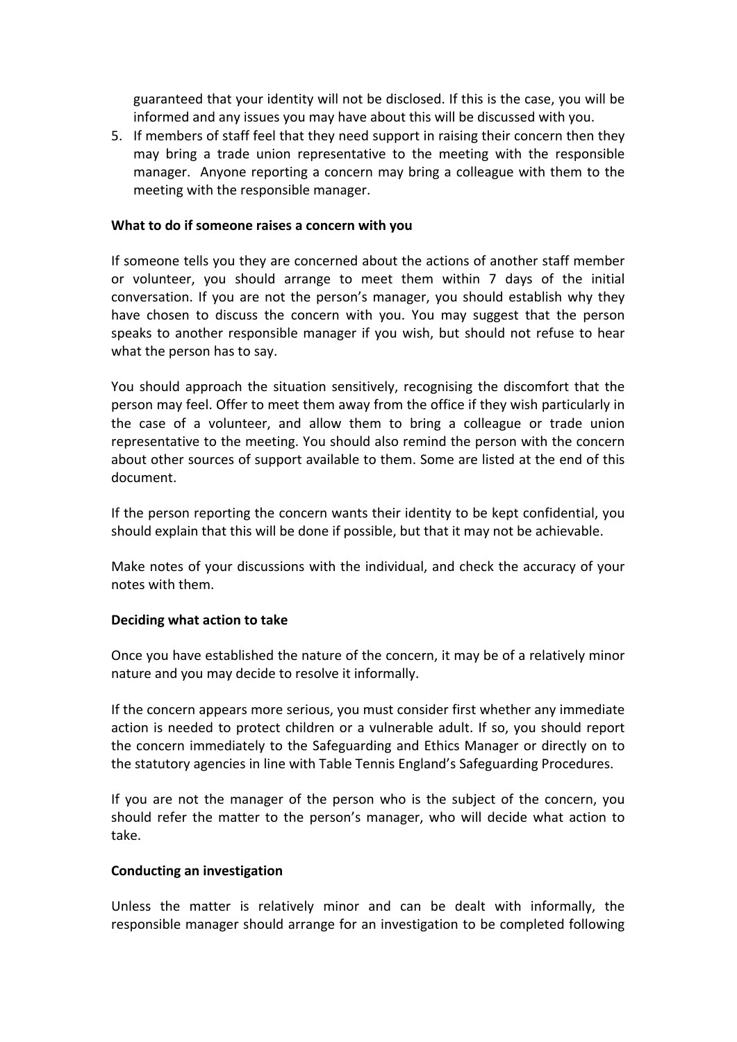guaranteed that your identity will not be disclosed. If this is the case, you will be informed and any issues you may have about this will be discussed with you.

5. If members of staff feel that they need support in raising their concern then they may bring a trade union representative to the meeting with the responsible manager. Anyone reporting a concern may bring a colleague with them to the meeting with the responsible manager.

**What to do if someone raises a concern with you**

If someone tells you they are concerned about the actions of another staff member or volunteer, you should arrange to meet them within 7 days of the initial conversation. If you are not the person's manager, you should establish why they have chosen to discuss the concern with you. You may suggest that the person speaks to another responsible manager if you wish, but should not refuse to hear what the person has to say.

You should approach the situation sensitively, recognising the discomfort that the person may feel. Offer to meet them away from the office if they wish particularly in the case of a volunteer, and allow them to bring a colleague or trade union representative to the meeting. You should also remind the person with the concern about other sources of support available to them. Some are listed at the end of this document.

If the person reporting the concern wants their identity to be kept confidential, you should explain that this will be done if possible, but that it may not be achievable.

Make notes of your discussions with the individual, and check the accuracy of your notes with them.

**Deciding what action to take**

Once you have established the nature of the concern, it may be of a relatively minor nature and you may decide to resolve it informally.

If the concern appears more serious, you must consider first whether any immediate action is needed to protect children or a vulnerable adult. If so, you should report the concern immediately to the Safeguarding and Ethics Manager or directly on to the statutory agencies in line with Table Tennis England's Safeguarding Procedures.

If you are not the manager of the person who is the subject of the concern, you should refer the matter to the person's manager, who will decide what action to take.

**Conducting an investigation**

Unless the matter is relatively minor and can be dealt with informally, the responsible manager should arrange for an investigation to be completed following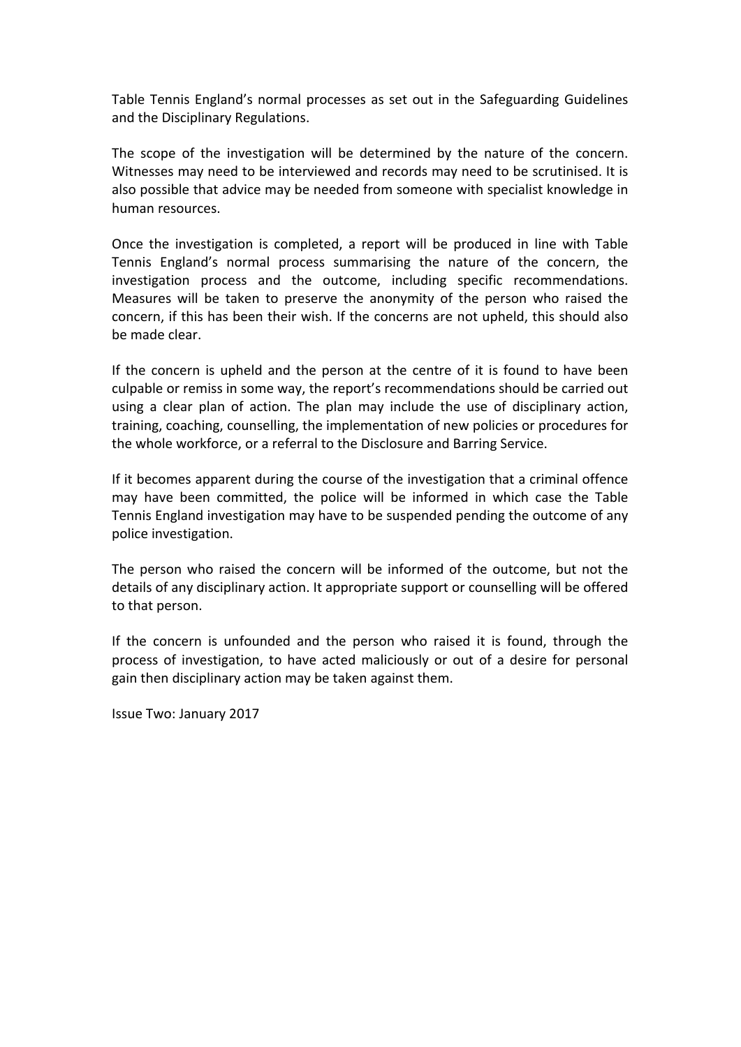Table Tennis England's normal processes as set out in the Safeguarding Guidelines and the Disciplinary Regulations.

The scope of the investigation will be determined by the nature of the concern. Witnesses may need to be interviewed and records may need to be scrutinised. It is also possible that advice may be needed from someone with specialist knowledge in human resources.

Once the investigation is completed, a report will be produced in line with Table Tennis England's normal process summarising the nature of the concern, the investigation process and the outcome, including specific recommendations. Measures will be taken to preserve the anonymity of the person who raised the concern, if this has been their wish. If the concerns are not upheld, this should also be made clear.

If the concern is upheld and the person at the centre of it is found to have been culpable or remiss in some way, the report's recommendations should be carried out using a clear plan of action. The plan may include the use of disciplinary action, training, coaching, counselling, the implementation of new policies or procedures for the whole workforce, or a referral to the Disclosure and Barring Service.

If it becomes apparent during the course of the investigation that a criminal offence may have been committed, the police will be informed in which case the Table Tennis England investigation may have to be suspended pending the outcome of any police investigation.

The person who raised the concern will be informed of the outcome, but not the details of any disciplinary action. It appropriate support or counselling will be offered to that person.

If the concern is unfounded and the person who raised it is found, through the process of investigation, to have acted maliciously or out of a desire for personal gain then disciplinary action may be taken against them.

Issue Two: January 2017